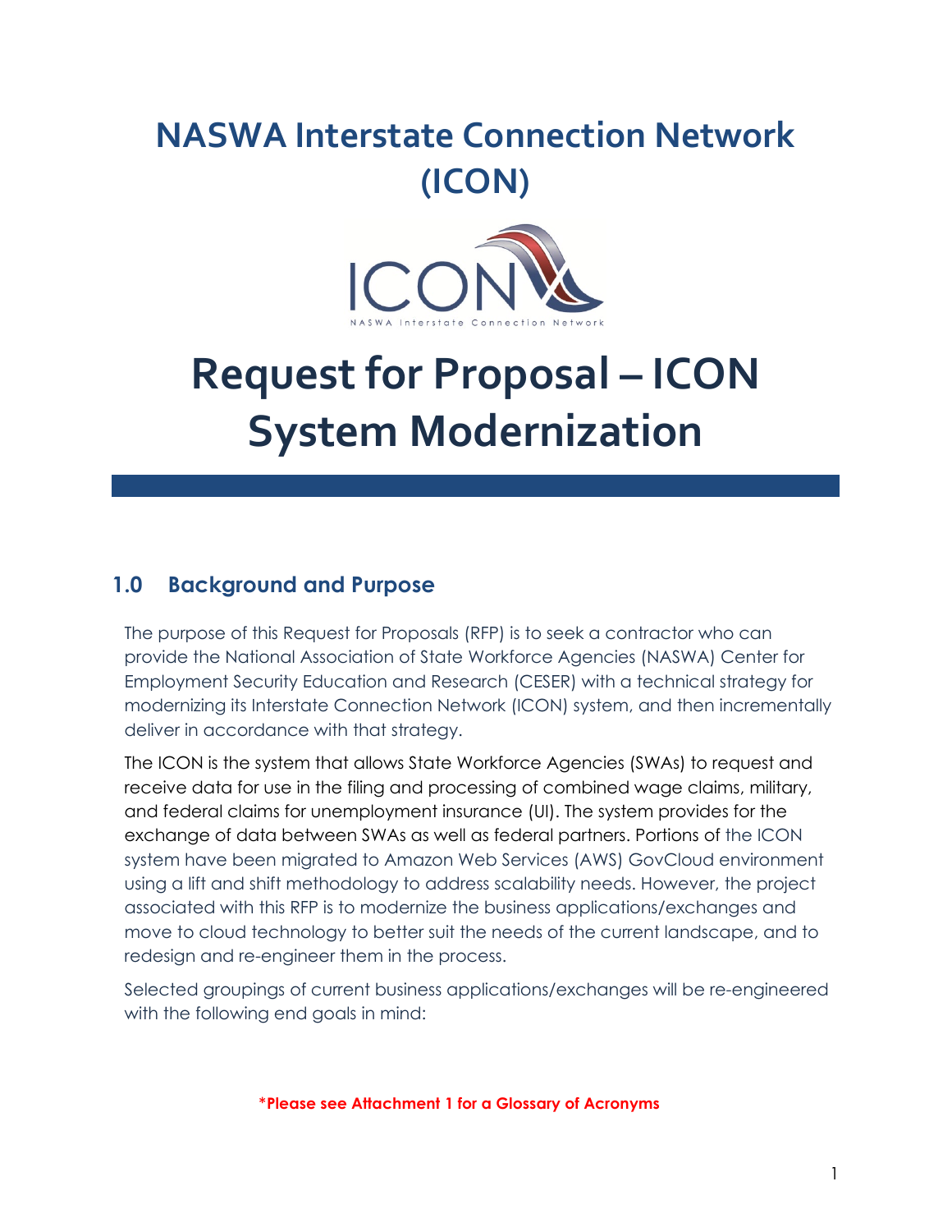# NASWA Interstate Connection Network (ICON)

# Request for Proposal – ICON System Modernization

## 1.0 Background and Purpose

The purpose of this Request for Proposals (RFP) is to seek a contractor who can provide the National Association of State Workforce Agencies (NASWA) Center for Employment Security Education and Research (CESER) with a technical strategy for modernizing its Interstate Connection Network (ICON) system, and then incrementally deliver in accordance with that strategy.

The ICON is the system that allows State Workforce Agencies (SWAs) to request and receive data for use in the filing and processing of combined wage claims, military, and federal claims for unemployment insurance (UI). The system provides for the exchange of data between SWAs as well as federal partners. Portions of the ICON system have been migrated to Amazon Web Services (AWS) GovCloud environment using a lift and shift methodology to address scalability needs. However, the project associated with this RFP is to modernize the business applications/exchanges and move to cloud technology to better suit the needs of the current landscape, and to redesign and re-engineer them in the process.

Selected groupings of current business applications/exchanges will be re-engineered with the following end goals in mind:

**\*Please see Attachment 1 for a Glossary of Acronyms**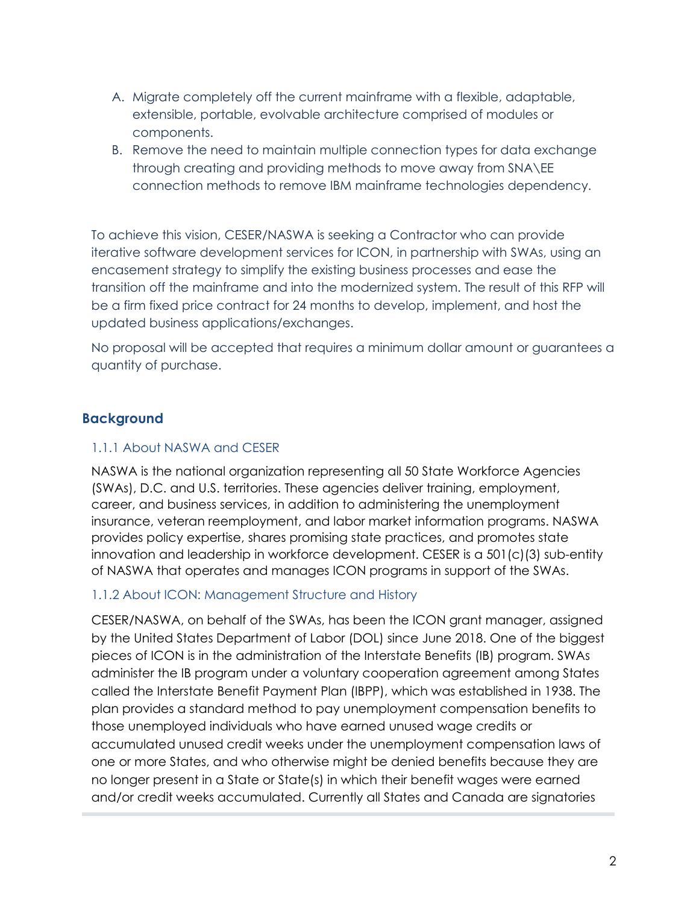A. Migrate completely off the current mainframe with a flexible, adaptable, extensible, portable, evolvable architecture comprised of modules or components.
B. Remove the need to maintain multiple connection types for data exchange through creating and providing methods to move away from SNA\EE connection methods to remove IBM mainframe technologies dependency.

To achieve this vision, CESER/NASWA is seeking a Contractor who can provide iterative software development services for ICON, in partnership with SWAs, using an encasement strategy to simplify the existing business processes and ease the transition off the mainframe and into the modernized system. The result of this RFP will be a firm fixed price contract for 24 months to develop, implement, and host the updated business applications/exchanges.

No proposal will be accepted that requires a minimum dollar amount or guarantees a quantity of purchase.

## Background

### 1.1.1 About NASWA and CESER

NASWA is the national organization representing all 50 State Workforce Agencies (SWAs), D.C. and U.S. territories. These agencies deliver training, employment, career, and business services, in addition to administering the unemployment insurance, veteran reemployment, and labor market information programs. NASWA provides policy expertise, shares promising state practices, and promotes state innovation and leadership in workforce development. CESER is a 501(c)(3) sub-entity of NASWA that operates and manages ICON programs in support of the SWAs.

### 1.1.2 About ICON: Management Structure and History

CESER/NASWA, on behalf of the SWAs, has been the ICON grant manager, assigned by the United States Department of Labor (DOL) since June 2018. One of the biggest pieces of ICON is in the administration of the Interstate Benefits (IB) program. SWAs administer the IB program under a voluntary cooperation agreement among States called the Interstate Benefit Payment Plan (IBPP), which was established in 1938. The plan provides a standard method to pay unemployment compensation benefits to those unemployed individuals who have earned unused wage credits or accumulated unused credit weeks under the unemployment compensation laws of one or more States, and who otherwise might be denied benefits because they are no longer present in a State or State(s) in which their benefit wages were earned and/or credit weeks accumulated. Currently all States and Canada are signatories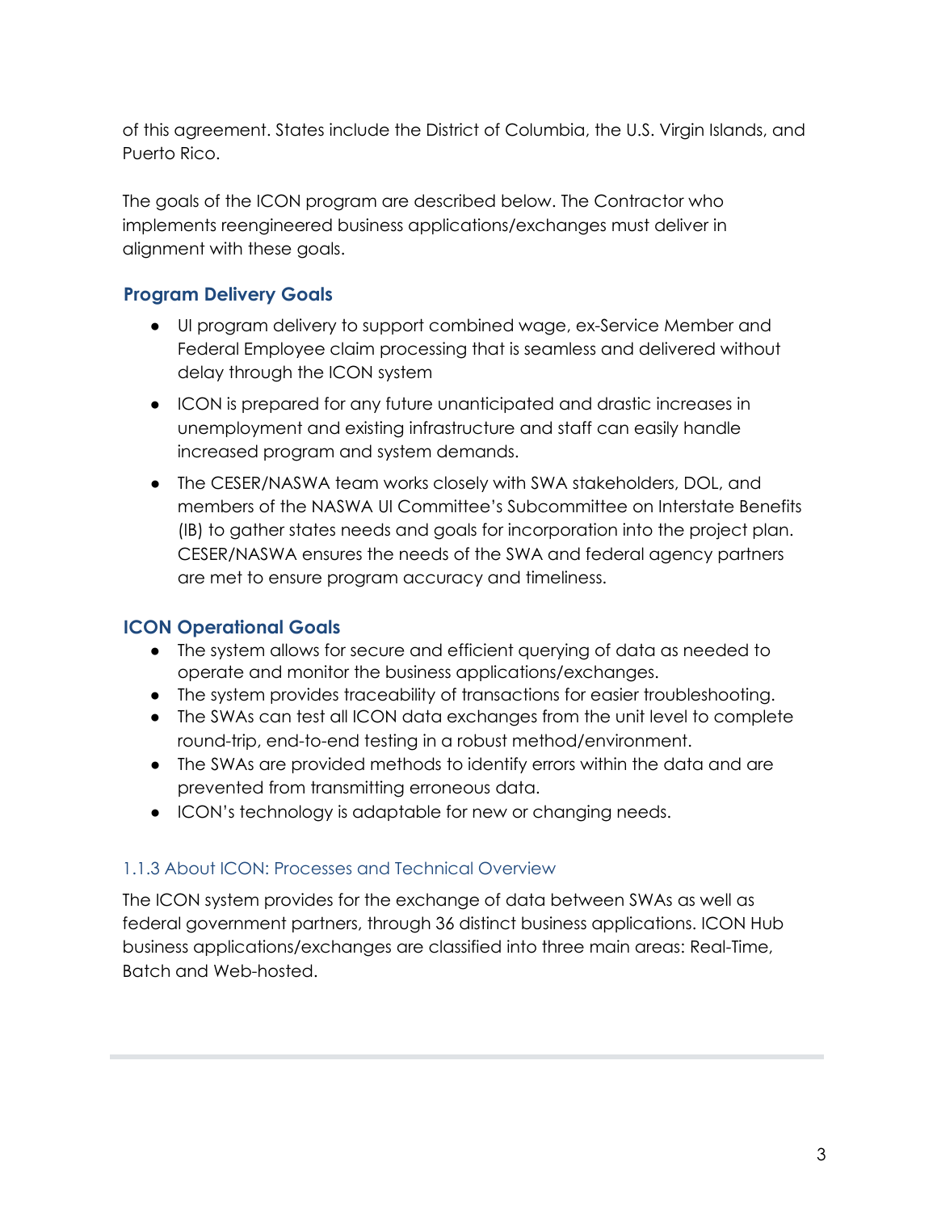of this agreement. States include the District of Columbia, the U.S. Virgin Islands, and Puerto Rico.

The goals of the ICON program are described below. The Contractor who implements reengineered business applications/exchanges must deliver in alignment with these goals.

### Program Delivery Goals

- UI program delivery to support combined wage, ex-Service Member and Federal Employee claim processing that is seamless and delivered without delay through the ICON system
- ICON is prepared for any future unanticipated and drastic increases in unemployment and existing infrastructure and staff can easily handle increased program and system demands.
- The CESER/NASWA team works closely with SWA stakeholders, DOL, and members of the NASWA UI Committee's Subcommittee on Interstate Benefits (IB) to gather states needs and goals for incorporation into the project plan. CESER/NASWA ensures the needs of the SWA and federal agency partners are met to ensure program accuracy and timeliness.

### ICON Operational Goals

- The system allows for secure and efficient querying of data as needed to operate and monitor the business applications/exchanges.
- The system provides traceability of transactions for easier troubleshooting.
- The SWAs can test all ICON data exchanges from the unit level to complete round-trip, end-to-end testing in a robust method/environment.
- The SWAs are provided methods to identify errors within the data and are prevented from transmitting erroneous data.
- ICON's technology is adaptable for new or changing needs.

#### 1.1.3 About ICON: Processes and Technical Overview

The ICON system provides for the exchange of data between SWAs as well as federal government partners, through 36 distinct business applications. ICON Hub business applications/exchanges are classified into three main areas: Real-Time, Batch and Web-hosted.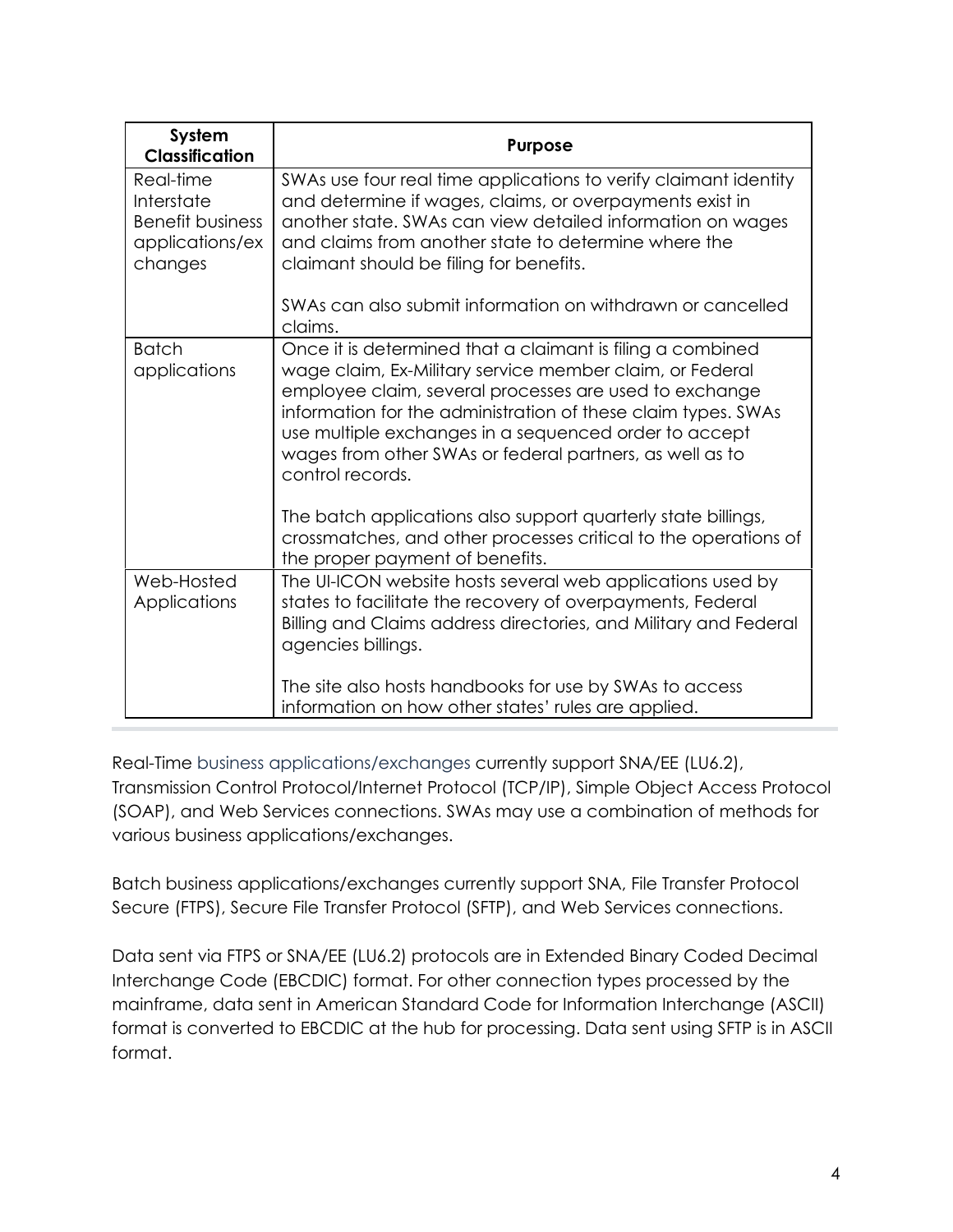| System Classification | Purpose |
|---|---|
| Real-time Interstate Benefit business applications/exchanges | SWAs use four real time applications to verify claimant identity and determine if wages, claims, or overpayments exist in another state. SWAs can view detailed information on wages and claims from another state to determine where the claimant should be filing for benefits.<br><br>SWAs can also submit information on withdrawn or cancelled claims. |
| Batch applications | Once it is determined that a claimant is filing a combined wage claim, Ex-Military service member claim, or Federal employee claim, several processes are used to exchange information for the administration of these claim types. SWAs use multiple exchanges in a sequenced order to accept wages from other SWAs or federal partners, as well as to control records.<br><br>The batch applications also support quarterly state billings, crossmatches, and other processes critical to the operations of the proper payment of benefits. |
| Web-Hosted Applications | The UI-ICON website hosts several web applications used by states to facilitate the recovery of overpayments, Federal Billing and Claims address directories, and Military and Federal agencies billings.<br><br>The site also hosts handbooks for use by SWAs to access information on how other states' rules are applied. |

Real-Time business applications/exchanges currently support SNA/EE (LU6.2), Transmission Control Protocol/Internet Protocol (TCP/IP), Simple Object Access Protocol (SOAP), and Web Services connections. SWAs may use a combination of methods for various business applications/exchanges.

Batch business applications/exchanges currently support SNA, File Transfer Protocol Secure (FTPS), Secure File Transfer Protocol (SFTP), and Web Services connections.

Data sent via FTPS or SNA/EE (LU6.2) protocols are in Extended Binary Coded Decimal Interchange Code (EBCDIC) format. For other connection types processed by the mainframe, data sent in American Standard Code for Information Interchange (ASCII) format is converted to EBCDIC at the hub for processing. Data sent using SFTP is in ASCII format.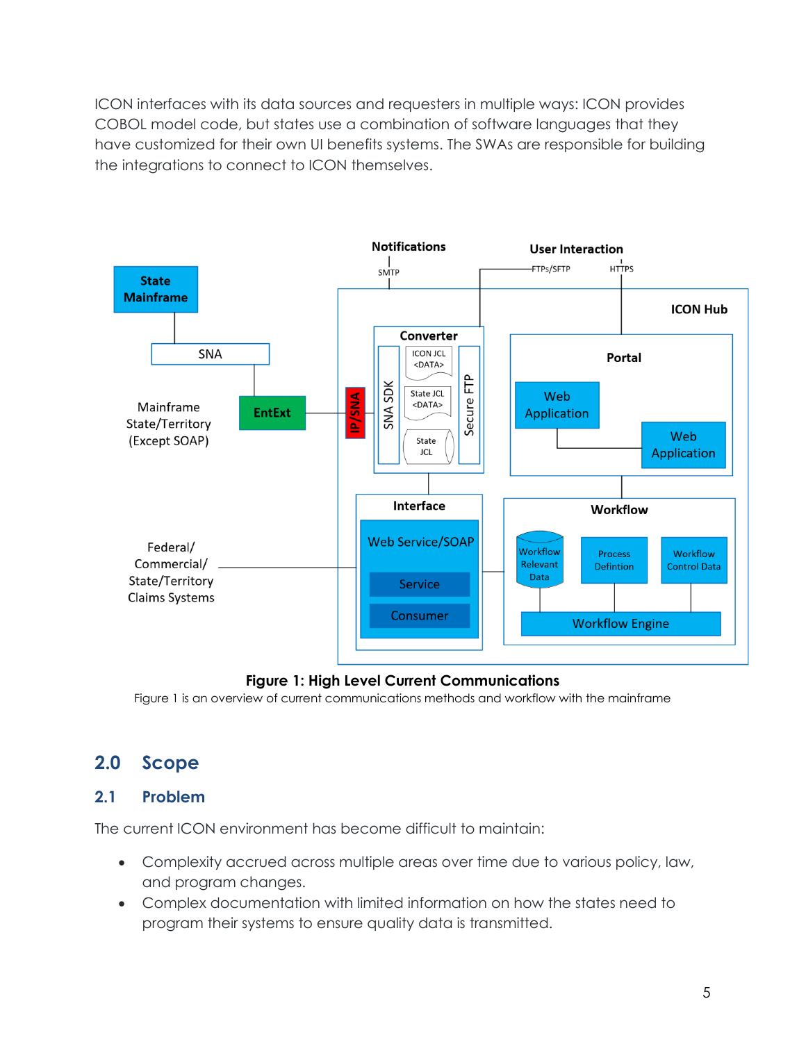ICON interfaces with its data sources and requesters in multiple ways: ICON provides COBOL model code, but states use a combination of software languages that they have customized for their own UI benefits systems. The SWAs are responsible for building the integrations to connect to ICON themselves.

**Figure 1: High Level Current Communications**

Figure 1 is an overview of current communications methods and workflow with the mainframe

## 2.0 Scope

### 2.1 Problem

The current ICON environment has become difficult to maintain:

- Complexity accrued across multiple areas over time due to various policy, law, and program changes.
- Complex documentation with limited information on how the states need to program their systems to ensure quality data is transmitted.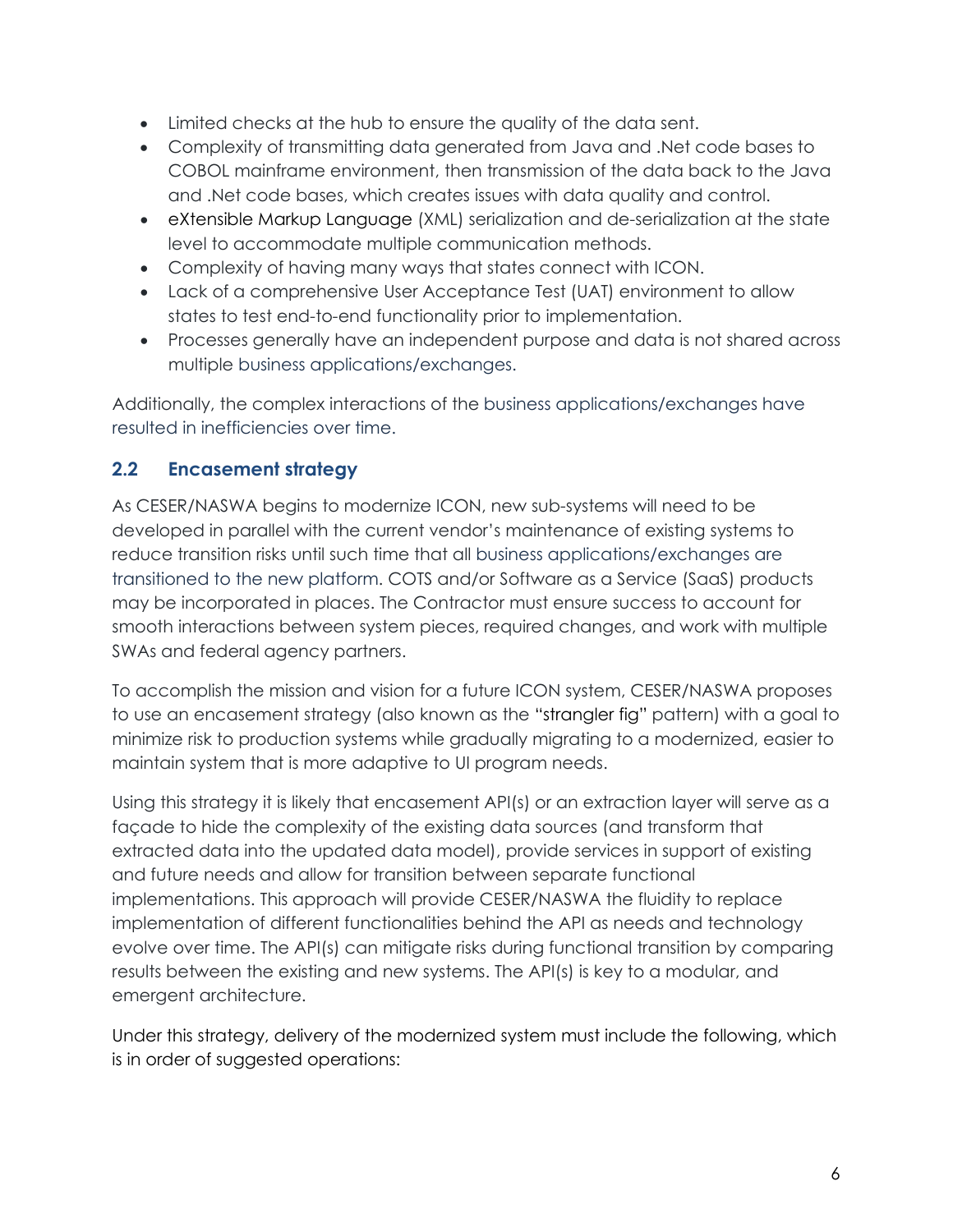- Limited checks at the hub to ensure the quality of the data sent.
- Complexity of transmitting data generated from Java and .Net code bases to COBOL mainframe environment, then transmission of the data back to the Java and .Net code bases, which creates issues with data quality and control.
- eXtensible Markup Language (XML) serialization and de-serialization at the state level to accommodate multiple communication methods.
- Complexity of having many ways that states connect with ICON.
- Lack of a comprehensive User Acceptance Test (UAT) environment to allow states to test end-to-end functionality prior to implementation.
- Processes generally have an independent purpose and data is not shared across multiple business applications/exchanges.

Additionally, the complex interactions of the business applications/exchanges have resulted in inefficiencies over time.

## 2.2 Encasement strategy

As CESER/NASWA begins to modernize ICON, new sub-systems will need to be developed in parallel with the current vendor's maintenance of existing systems to reduce transition risks until such time that all business applications/exchanges are transitioned to the new platform. COTS and/or Software as a Service (SaaS) products may be incorporated in places. The Contractor must ensure success to account for smooth interactions between system pieces, required changes, and work with multiple SWAs and federal agency partners.

To accomplish the mission and vision for a future ICON system, CESER/NASWA proposes to use an encasement strategy (also known as the "strangler fig" pattern) with a goal to minimize risk to production systems while gradually migrating to a modernized, easier to maintain system that is more adaptive to UI program needs.

Using this strategy it is likely that encasement API(s) or an extraction layer will serve as a façade to hide the complexity of the existing data sources (and transform that extracted data into the updated data model), provide services in support of existing and future needs and allow for transition between separate functional implementations. This approach will provide CESER/NASWA the fluidity to replace implementation of different functionalities behind the API as needs and technology evolve over time. The API(s) can mitigate risks during functional transition by comparing results between the existing and new systems. The API(s) is key to a modular, and emergent architecture.

Under this strategy, delivery of the modernized system must include the following, which is in order of suggested operations: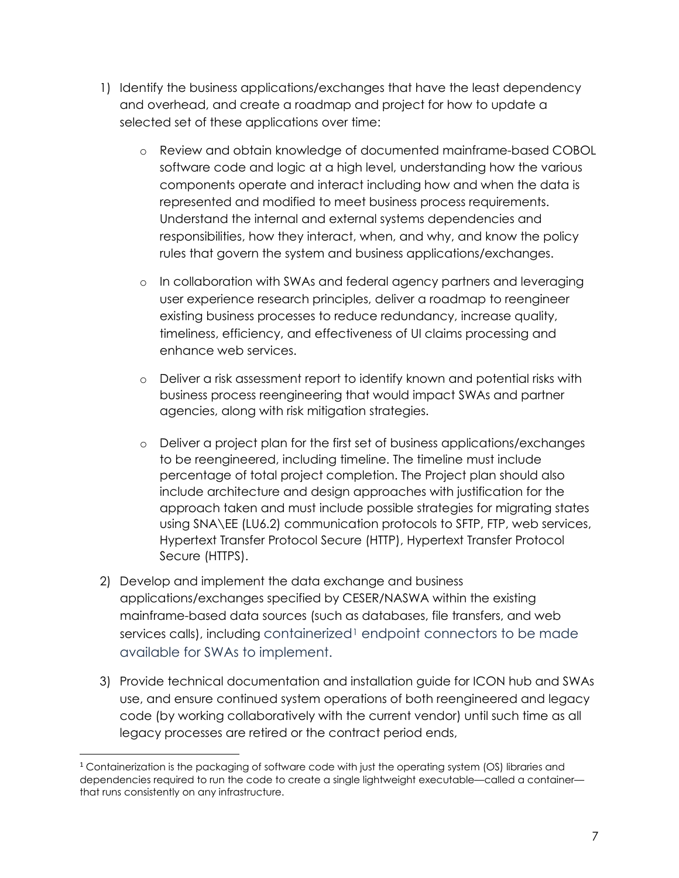1) Identify the business applications/exchanges that have the least dependency and overhead, and create a roadmap and project for how to update a selected set of these applications over time:

   - Review and obtain knowledge of documented mainframe-based COBOL software code and logic at a high level, understanding how the various components operate and interact including how and when the data is represented and modified to meet business process requirements. Understand the internal and external systems dependencies and responsibilities, how they interact, when, and why, and know the policy rules that govern the system and business applications/exchanges.

   - In collaboration with SWAs and federal agency partners and leveraging user experience research principles, deliver a roadmap to reengineer existing business processes to reduce redundancy, increase quality, timeliness, efficiency, and effectiveness of UI claims processing and enhance web services.

   - Deliver a risk assessment report to identify known and potential risks with business process reengineering that would impact SWAs and partner agencies, along with risk mitigation strategies.

   - Deliver a project plan for the first set of business applications/exchanges to be reengineered, including timeline. The timeline must include percentage of total project completion. The Project plan should also include architecture and design approaches with justification for the approach taken and must include possible strategies for migrating states using SNA\EE (LU6.2) communication protocols to SFTP, FTP, web services, Hypertext Transfer Protocol Secure (HTTP), Hypertext Transfer Protocol Secure (HTTPS).

2) Develop and implement the data exchange and business applications/exchanges specified by CESER/NASWA within the existing mainframe-based data sources (such as databases, file transfers, and web services calls), including containerized[1] endpoint connectors to be made available for SWAs to implement.

3) Provide technical documentation and installation guide for ICON hub and SWAs use, and ensure continued system operations of both reengineered and legacy code (by working collaboratively with the current vendor) until such time as all legacy processes are retired or the contract period ends,

---

[1] Containerization is the packaging of software code with just the operating system (OS) libraries and dependencies required to run the code to create a single lightweight executable—called a container—that runs consistently on any infrastructure.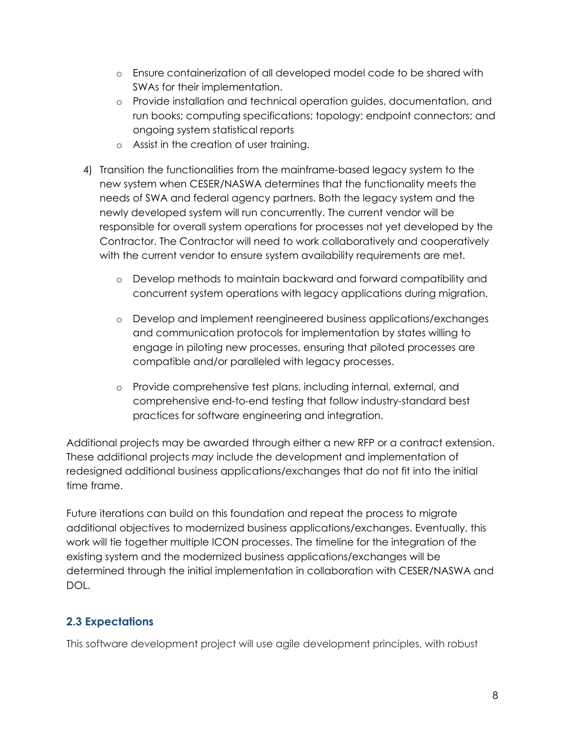- Ensure containerization of all developed model code to be shared with SWAs for their implementation.
- Provide installation and technical operation guides, documentation, and run books; computing specifications; topology; endpoint connectors; and ongoing system statistical reports
- Assist in the creation of user training.

4) Transition the functionalities from the mainframe-based legacy system to the new system when CESER/NASWA determines that the functionality meets the needs of SWA and federal agency partners. Both the legacy system and the newly developed system will run concurrently. The current vendor will be responsible for overall system operations for processes not yet developed by the Contractor. The Contractor will need to work collaboratively and cooperatively with the current vendor to ensure system availability requirements are met.

    - Develop methods to maintain backward and forward compatibility and concurrent system operations with legacy applications during migration.

    - Develop and implement reengineered business applications/exchanges and communication protocols for implementation by states willing to engage in piloting new processes, ensuring that piloted processes are compatible and/or paralleled with legacy processes.

    - Provide comprehensive test plans, including internal, external, and comprehensive end-to-end testing that follow industry-standard best practices for software engineering and integration.

Additional projects may be awarded through either a new RFP or a contract extension. These additional projects *may* include the development and implementation of redesigned additional business applications/exchanges that do not fit into the initial time frame.

Future iterations can build on this foundation and repeat the process to migrate additional objectives to modernized business applications/exchanges. Eventually, this work will tie together multiple ICON processes. The timeline for the integration of the existing system and the modernized business applications/exchanges will be determined through the initial implementation in collaboration with CESER/NASWA and DOL.

### 2.3 Expectations

This software development project will use agile development principles, with robust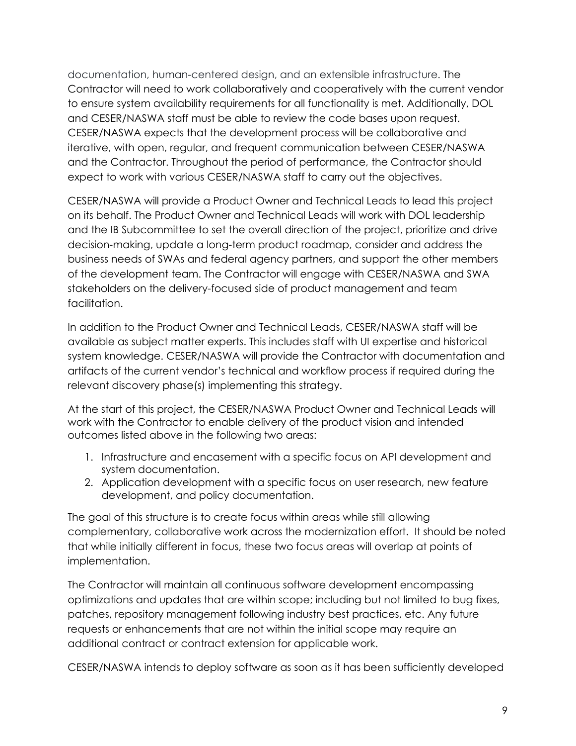documentation, human-centered design, and an extensible infrastructure. The Contractor will need to work collaboratively and cooperatively with the current vendor to ensure system availability requirements for all functionality is met. Additionally, DOL and CESER/NASWA staff must be able to review the code bases upon request. CESER/NASWA expects that the development process will be collaborative and iterative, with open, regular, and frequent communication between CESER/NASWA and the Contractor. Throughout the period of performance, the Contractor should expect to work with various CESER/NASWA staff to carry out the objectives.

CESER/NASWA will provide a Product Owner and Technical Leads to lead this project on its behalf. The Product Owner and Technical Leads will work with DOL leadership and the IB Subcommittee to set the overall direction of the project, prioritize and drive decision-making, update a long-term product roadmap, consider and address the business needs of SWAs and federal agency partners, and support the other members of the development team. The Contractor will engage with CESER/NASWA and SWA stakeholders on the delivery-focused side of product management and team facilitation.

In addition to the Product Owner and Technical Leads, CESER/NASWA staff will be available as subject matter experts. This includes staff with UI expertise and historical system knowledge. CESER/NASWA will provide the Contractor with documentation and artifacts of the current vendor's technical and workflow process if required during the relevant discovery phase(s) implementing this strategy.

At the start of this project, the CESER/NASWA Product Owner and Technical Leads will work with the Contractor to enable delivery of the product vision and intended outcomes listed above in the following two areas:

1. Infrastructure and encasement with a specific focus on API development and system documentation.
2. Application development with a specific focus on user research, new feature development, and policy documentation.

The goal of this structure is to create focus within areas while still allowing complementary, collaborative work across the modernization effort. It should be noted that while initially different in focus, these two focus areas will overlap at points of implementation.

The Contractor will maintain all continuous software development encompassing optimizations and updates that are within scope; including but not limited to bug fixes, patches, repository management following industry best practices, etc. Any future requests or enhancements that are not within the initial scope may require an additional contract or contract extension for applicable work.

CESER/NASWA intends to deploy software as soon as it has been sufficiently developed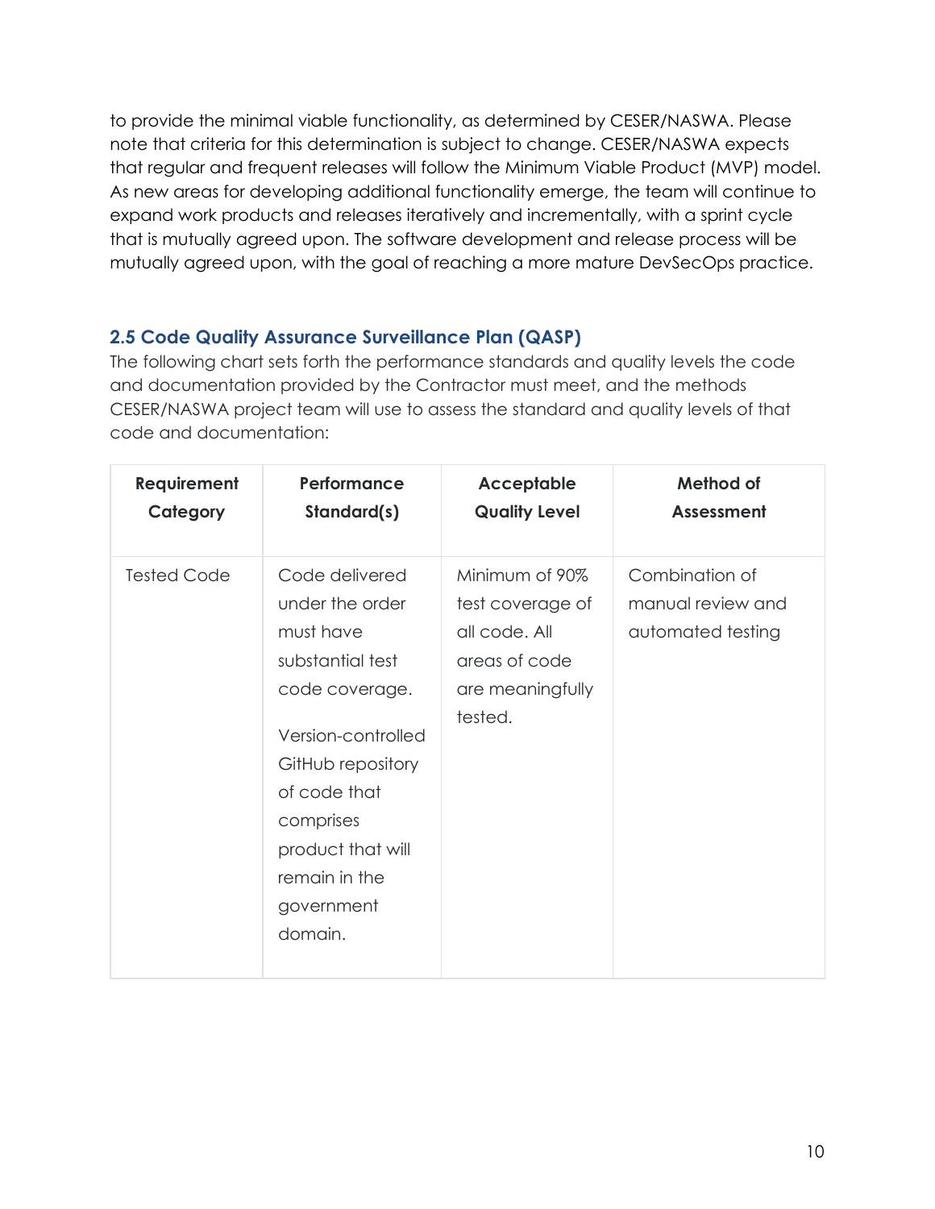to provide the minimal viable functionality, as determined by CESER/NASWA. Please note that criteria for this determination is subject to change. CESER/NASWA expects that regular and frequent releases will follow the Minimum Viable Product (MVP) model. As new areas for developing additional functionality emerge, the team will continue to expand work products and releases iteratively and incrementally, with a sprint cycle that is mutually agreed upon. The software development and release process will be mutually agreed upon, with the goal of reaching a more mature DevSecOps practice.

### 2.5 Code Quality Assurance Surveillance Plan (QASP)

The following chart sets forth the performance standards and quality levels the code and documentation provided by the Contractor must meet, and the methods CESER/NASWA project team will use to assess the standard and quality levels of that code and documentation:

| Requirement Category | Performance Standard(s) | Acceptable Quality Level | Method of Assessment |
| --- | --- | --- | --- |
| Tested Code | Code delivered under the order must have substantial test code coverage.<br><br>Version-controlled GitHub repository of code that comprises product that will remain in the government domain. | Minimum of 90% test coverage of all code. All areas of code are meaningfully tested. | Combination of manual review and automated testing |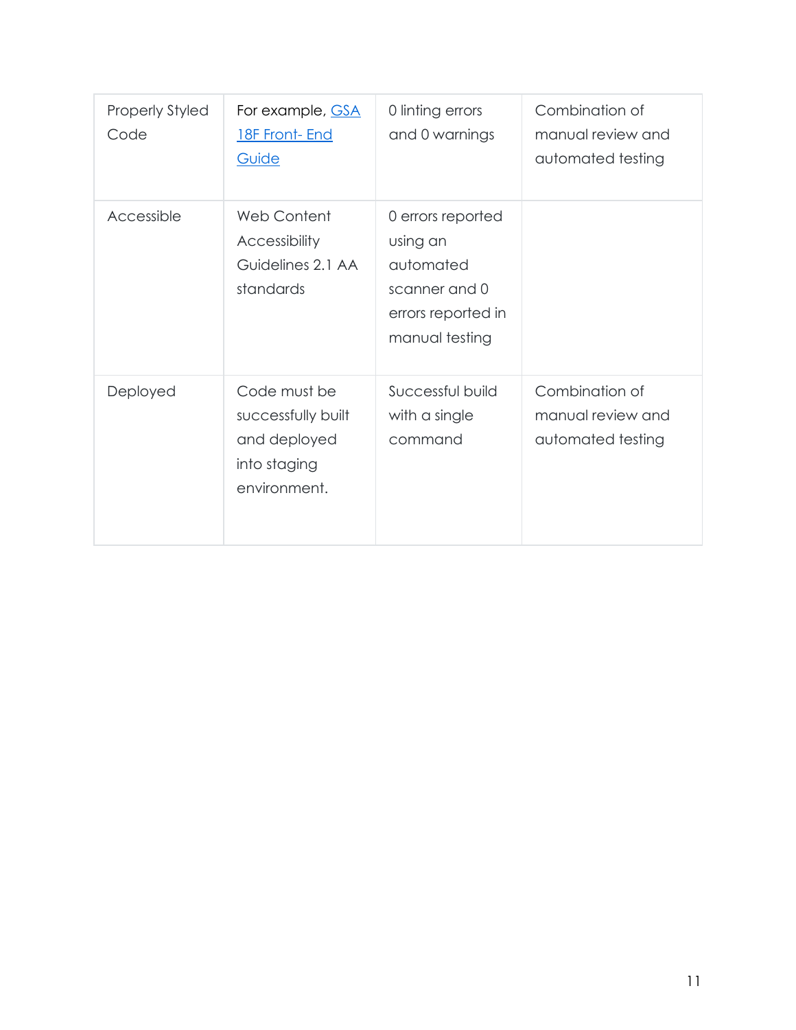| Properly Styled Code | For example, [GSA 18F Front- End Guide]() | 0 linting errors and 0 warnings | Combination of manual review and automated testing |
|---|---|---|---|
| Accessible | Web Content Accessibility Guidelines 2.1 AA standards | 0 errors reported using an automated scanner and 0 errors reported in manual testing | |
| Deployed | Code must be successfully built and deployed into staging environment. | Successful build with a single command | Combination of manual review and automated testing |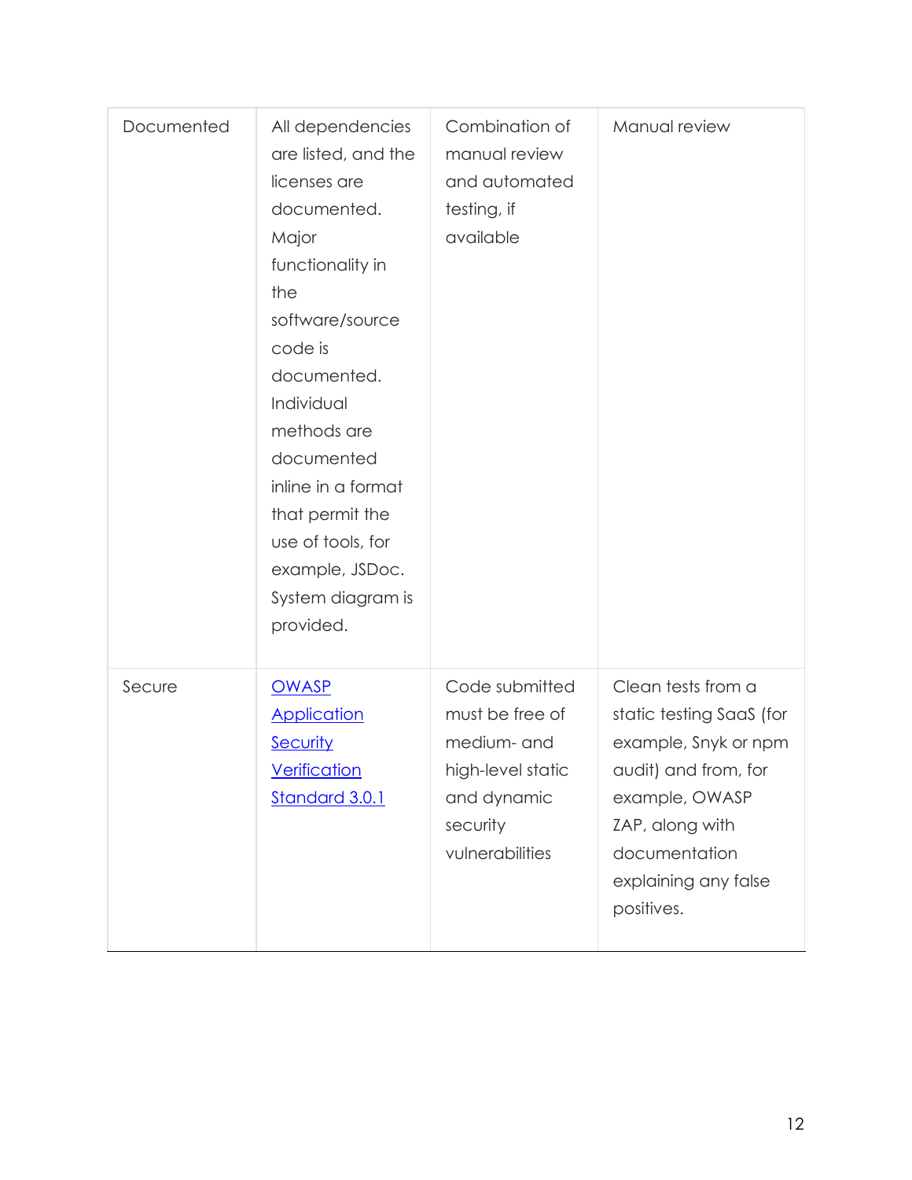| Documented | All dependencies are listed, and the licenses are documented. Major functionality in the software/source code is documented. Individual methods are documented inline in a format that permit the use of tools, for example, JSDoc. System diagram is provided. | Combination of manual review and automated testing, if available | Manual review |
| --- | --- | --- | --- |
| Secure | [OWASP Application Security Verification Standard 3.0.1]() | Code submitted must be free of medium- and high-level static and dynamic security vulnerabilities | Clean tests from a static testing SaaS (for example, Snyk or npm audit) and from, for example, OWASP ZAP, along with documentation explaining any false positives. |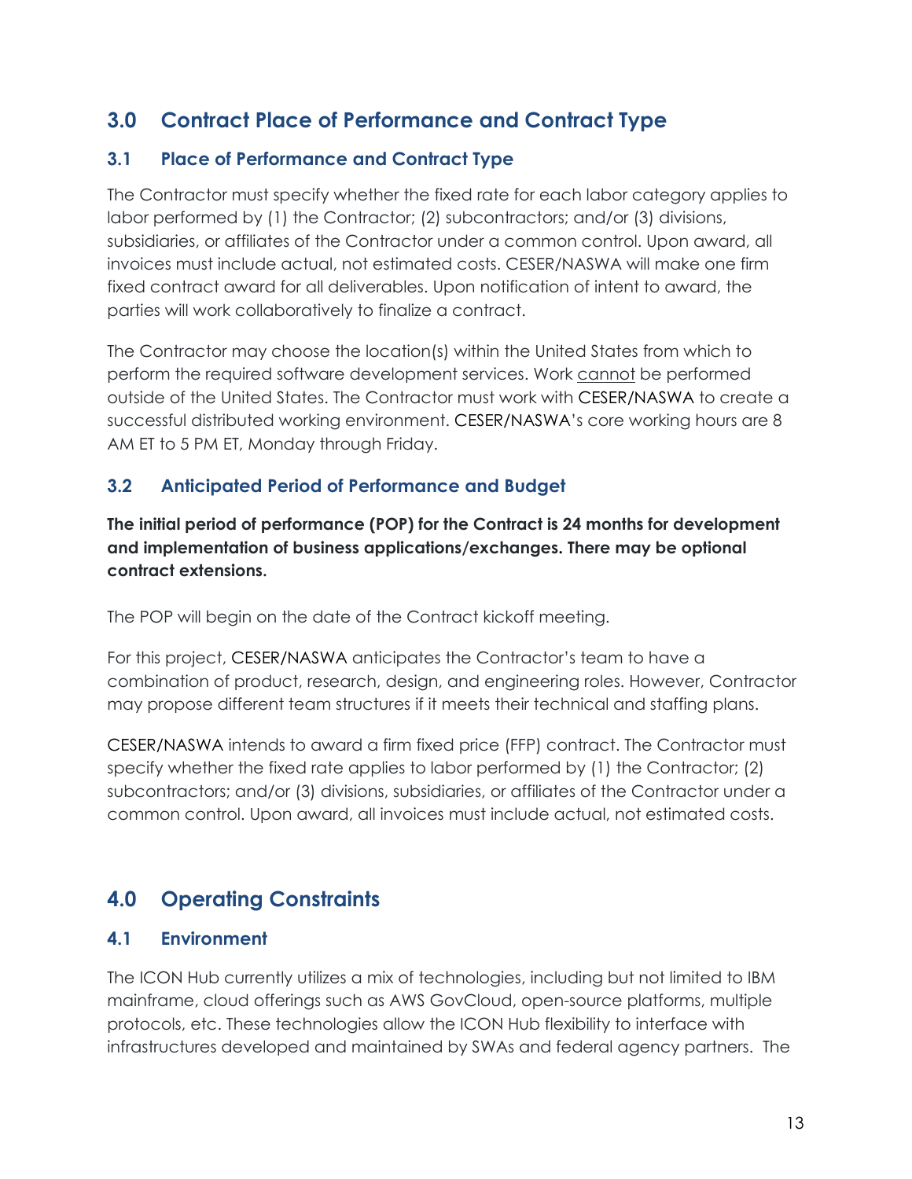## 3.0 Contract Place of Performance and Contract Type

### 3.1 Place of Performance and Contract Type

The Contractor must specify whether the fixed rate for each labor category applies to labor performed by (1) the Contractor; (2) subcontractors; and/or (3) divisions, subsidiaries, or affiliates of the Contractor under a common control. Upon award, all invoices must include actual, not estimated costs. CESER/NASWA will make one firm fixed contract award for all deliverables. Upon notification of intent to award, the parties will work collaboratively to finalize a contract.

The Contractor may choose the location(s) within the United States from which to perform the required software development services. Work <u>cannot</u> be performed outside of the United States. The Contractor must work with CESER/NASWA to create a successful distributed working environment. CESER/NASWA's core working hours are 8 AM ET to 5 PM ET, Monday through Friday.

### 3.2 Anticipated Period of Performance and Budget

**The initial period of performance (POP) for the Contract is 24 months for development and implementation of business applications/exchanges. There may be optional contract extensions.**

The POP will begin on the date of the Contract kickoff meeting.

For this project, CESER/NASWA anticipates the Contractor's team to have a combination of product, research, design, and engineering roles. However, Contractor may propose different team structures if it meets their technical and staffing plans.

CESER/NASWA intends to award a firm fixed price (FFP) contract. The Contractor must specify whether the fixed rate applies to labor performed by (1) the Contractor; (2) subcontractors; and/or (3) divisions, subsidiaries, or affiliates of the Contractor under a common control. Upon award, all invoices must include actual, not estimated costs.

## 4.0 Operating Constraints

### 4.1 Environment

The ICON Hub currently utilizes a mix of technologies, including but not limited to IBM mainframe, cloud offerings such as AWS GovCloud, open-source platforms, multiple protocols, etc. These technologies allow the ICON Hub flexibility to interface with infrastructures developed and maintained by SWAs and federal agency partners. The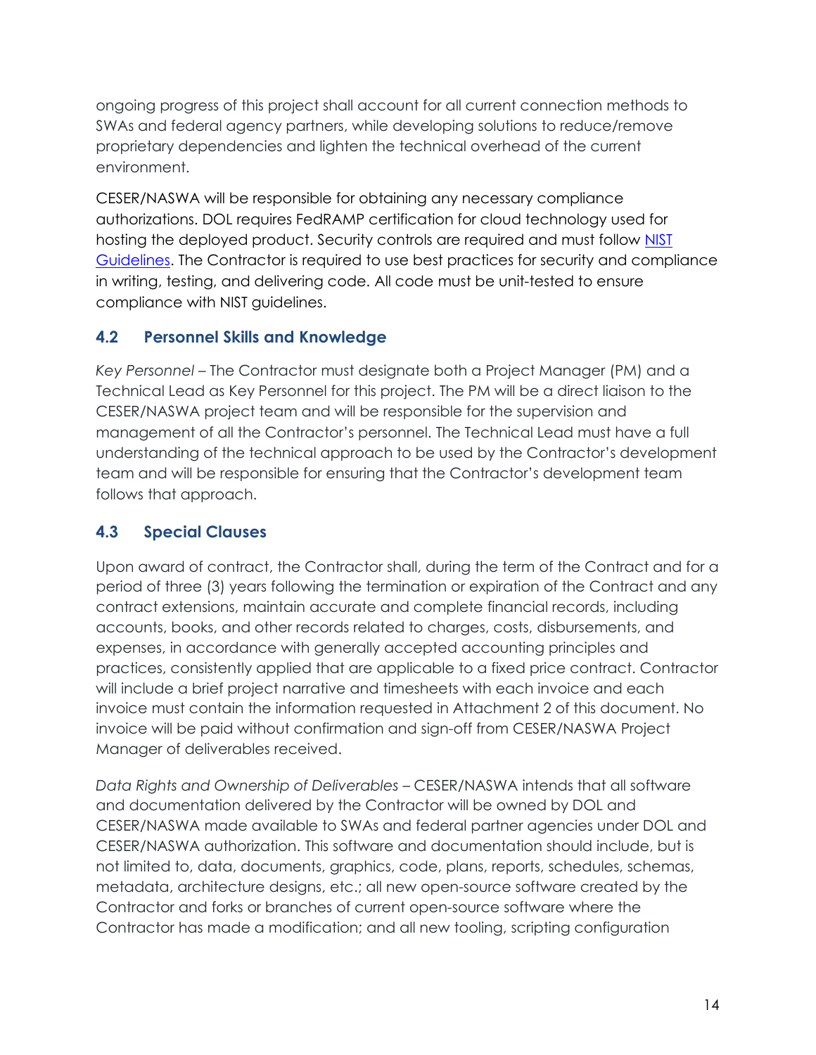ongoing progress of this project shall account for all current connection methods to SWAs and federal agency partners, while developing solutions to reduce/remove proprietary dependencies and lighten the technical overhead of the current environment.

CESER/NASWA will be responsible for obtaining any necessary compliance authorizations. DOL requires FedRAMP certification for cloud technology used for hosting the deployed product. Security controls are required and must follow NIST Guidelines. The Contractor is required to use best practices for security and compliance in writing, testing, and delivering code. All code must be unit-tested to ensure compliance with NIST guidelines.

## 4.2 Personnel Skills and Knowledge

*Key Personnel* – The Contractor must designate both a Project Manager (PM) and a Technical Lead as Key Personnel for this project. The PM will be a direct liaison to the CESER/NASWA project team and will be responsible for the supervision and management of all the Contractor's personnel. The Technical Lead must have a full understanding of the technical approach to be used by the Contractor's development team and will be responsible for ensuring that the Contractor's development team follows that approach.

## 4.3 Special Clauses

Upon award of contract, the Contractor shall, during the term of the Contract and for a period of three (3) years following the termination or expiration of the Contract and any contract extensions, maintain accurate and complete financial records, including accounts, books, and other records related to charges, costs, disbursements, and expenses, in accordance with generally accepted accounting principles and practices, consistently applied that are applicable to a fixed price contract. Contractor will include a brief project narrative and timesheets with each invoice and each invoice must contain the information requested in Attachment 2 of this document. No invoice will be paid without confirmation and sign-off from CESER/NASWA Project Manager of deliverables received.

*Data Rights and Ownership of Deliverables* – CESER/NASWA intends that all software and documentation delivered by the Contractor will be owned by DOL and CESER/NASWA made available to SWAs and federal partner agencies under DOL and CESER/NASWA authorization. This software and documentation should include, but is not limited to, data, documents, graphics, code, plans, reports, schedules, schemas, metadata, architecture designs, etc.; all new open-source software created by the Contractor and forks or branches of current open-source software where the Contractor has made a modification; and all new tooling, scripting configuration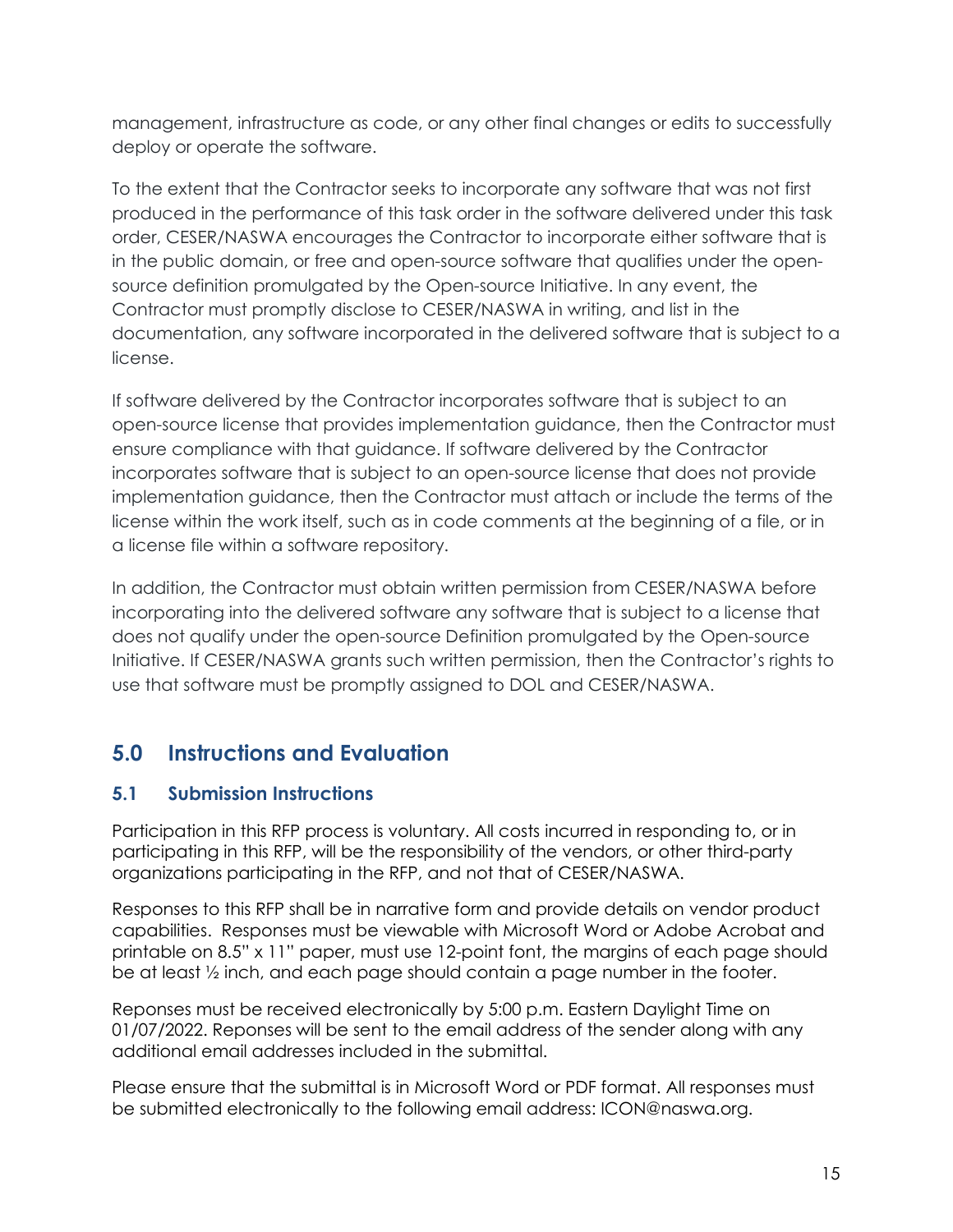management, infrastructure as code, or any other final changes or edits to successfully deploy or operate the software.

To the extent that the Contractor seeks to incorporate any software that was not first produced in the performance of this task order in the software delivered under this task order, CESER/NASWA encourages the Contractor to incorporate either software that is in the public domain, or free and open-source software that qualifies under the open-source definition promulgated by the Open-source Initiative. In any event, the Contractor must promptly disclose to CESER/NASWA in writing, and list in the documentation, any software incorporated in the delivered software that is subject to a license.

If software delivered by the Contractor incorporates software that is subject to an open-source license that provides implementation guidance, then the Contractor must ensure compliance with that guidance. If software delivered by the Contractor incorporates software that is subject to an open-source license that does not provide implementation guidance, then the Contractor must attach or include the terms of the license within the work itself, such as in code comments at the beginning of a file, or in a license file within a software repository.

In addition, the Contractor must obtain written permission from CESER/NASWA before incorporating into the delivered software any software that is subject to a license that does not qualify under the open-source Definition promulgated by the Open-source Initiative. If CESER/NASWA grants such written permission, then the Contractor's rights to use that software must be promptly assigned to DOL and CESER/NASWA.

## 5.0 Instructions and Evaluation

### 5.1 Submission Instructions

Participation in this RFP process is voluntary. All costs incurred in responding to, or in participating in this RFP, will be the responsibility of the vendors, or other third-party organizations participating in the RFP, and not that of CESER/NASWA.

Responses to this RFP shall be in narrative form and provide details on vendor product capabilities. Responses must be viewable with Microsoft Word or Adobe Acrobat and printable on 8.5" x 11" paper, must use 12-point font, the margins of each page should be at least ½ inch, and each page should contain a page number in the footer.

Reponses must be received electronically by 5:00 p.m. Eastern Daylight Time on 01/07/2022. Reponses will be sent to the email address of the sender along with any additional email addresses included in the submittal.

Please ensure that the submittal is in Microsoft Word or PDF format. All responses must be submitted electronically to the following email address: ICON@naswa.org.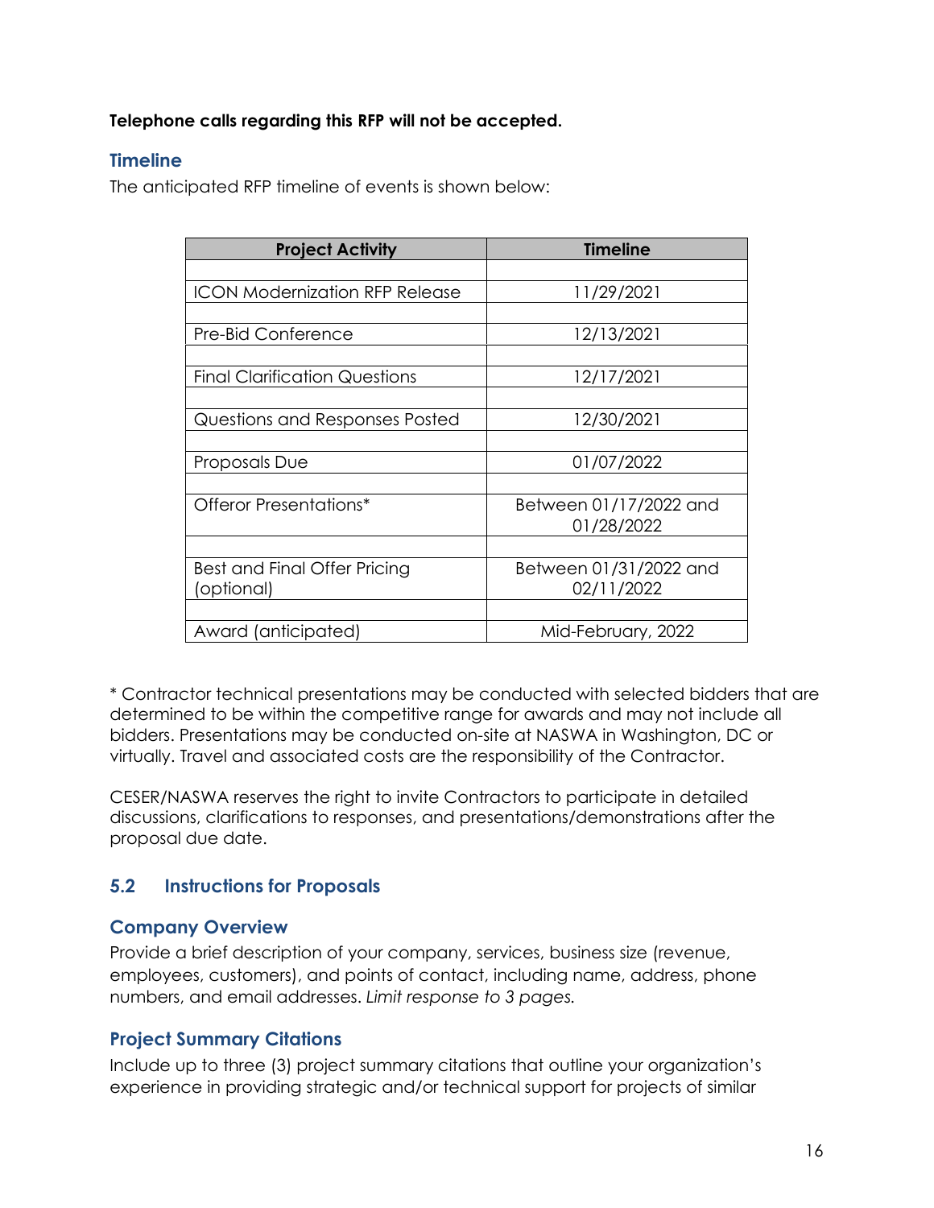**Telephone calls regarding this RFP will not be accepted.**

### Timeline

The anticipated RFP timeline of events is shown below:

| Project Activity | Timeline |
|---|---|
| ICON Modernization RFP Release | 11/29/2021 |
| Pre-Bid Conference | 12/13/2021 |
| Final Clarification Questions | 12/17/2021 |
| Questions and Responses Posted | 12/30/2021 |
| Proposals Due | 01/07/2022 |
| Offeror Presentations* | Between 01/17/2022 and 01/28/2022 |
| Best and Final Offer Pricing (optional) | Between 01/31/2022 and 02/11/2022 |
| Award (anticipated) | Mid-February, 2022 |

* Contractor technical presentations may be conducted with selected bidders that are determined to be within the competitive range for awards and may not include all bidders. Presentations may be conducted on-site at NASWA in Washington, DC or virtually. Travel and associated costs are the responsibility of the Contractor.

CESER/NASWA reserves the right to invite Contractors to participate in detailed discussions, clarifications to responses, and presentations/demonstrations after the proposal due date.

## 5.2 Instructions for Proposals

### Company Overview

Provide a brief description of your company, services, business size (revenue, employees, customers), and points of contact, including name, address, phone numbers, and email addresses. *Limit response to 3 pages.*

### Project Summary Citations

Include up to three (3) project summary citations that outline your organization's experience in providing strategic and/or technical support for projects of similar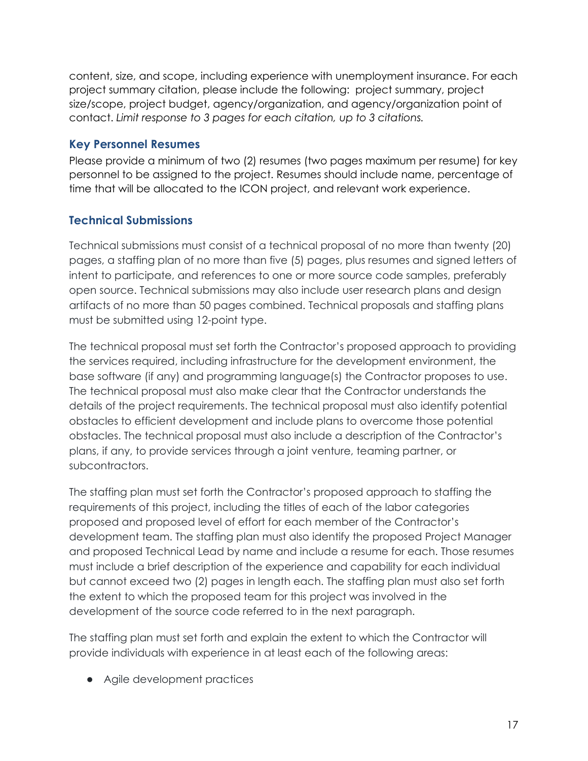content, size, and scope, including experience with unemployment insurance. For each project summary citation, please include the following: project summary, project size/scope, project budget, agency/organization, and agency/organization point of contact. *Limit response to 3 pages for each citation, up to 3 citations.*

### Key Personnel Resumes

Please provide a minimum of two (2) resumes (two pages maximum per resume) for key personnel to be assigned to the project. Resumes should include name, percentage of time that will be allocated to the ICON project, and relevant work experience.

### Technical Submissions

Technical submissions must consist of a technical proposal of no more than twenty (20) pages, a staffing plan of no more than five (5) pages, plus resumes and signed letters of intent to participate, and references to one or more source code samples, preferably open source. Technical submissions may also include user research plans and design artifacts of no more than 50 pages combined. Technical proposals and staffing plans must be submitted using 12-point type.

The technical proposal must set forth the Contractor's proposed approach to providing the services required, including infrastructure for the development environment, the base software (if any) and programming language(s) the Contractor proposes to use. The technical proposal must also make clear that the Contractor understands the details of the project requirements. The technical proposal must also identify potential obstacles to efficient development and include plans to overcome those potential obstacles. The technical proposal must also include a description of the Contractor's plans, if any, to provide services through a joint venture, teaming partner, or subcontractors.

The staffing plan must set forth the Contractor's proposed approach to staffing the requirements of this project, including the titles of each of the labor categories proposed and proposed level of effort for each member of the Contractor's development team. The staffing plan must also identify the proposed Project Manager and proposed Technical Lead by name and include a resume for each. Those resumes must include a brief description of the experience and capability for each individual but cannot exceed two (2) pages in length each. The staffing plan must also set forth the extent to which the proposed team for this project was involved in the development of the source code referred to in the next paragraph.

The staffing plan must set forth and explain the extent to which the Contractor will provide individuals with experience in at least each of the following areas:

- Agile development practices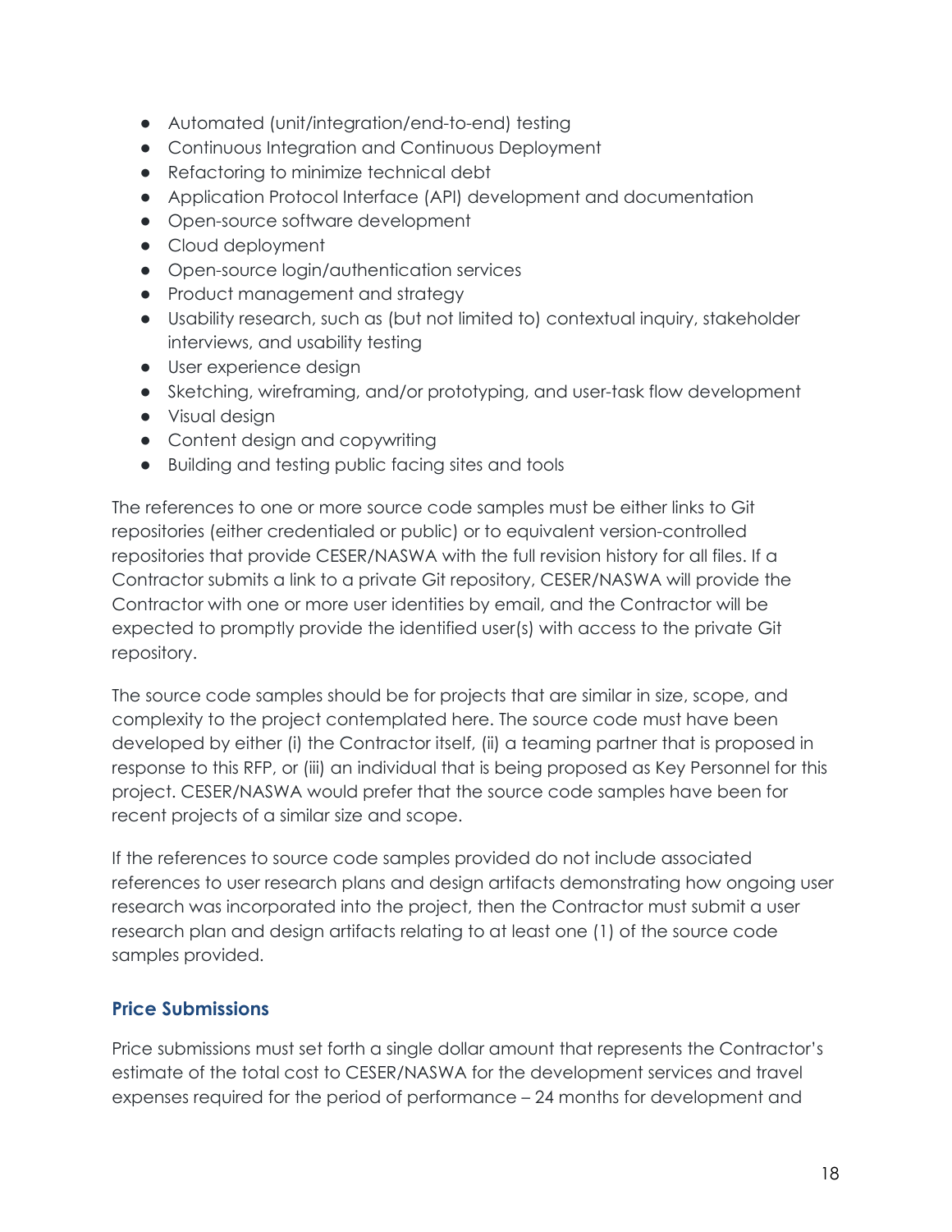- Automated (unit/integration/end-to-end) testing
- Continuous Integration and Continuous Deployment
- Refactoring to minimize technical debt
- Application Protocol Interface (API) development and documentation
- Open-source software development
- Cloud deployment
- Open-source login/authentication services
- Product management and strategy
- Usability research, such as (but not limited to) contextual inquiry, stakeholder interviews, and usability testing
- User experience design
- Sketching, wireframing, and/or prototyping, and user-task flow development
- Visual design
- Content design and copywriting
- Building and testing public facing sites and tools

The references to one or more source code samples must be either links to Git repositories (either credentialed or public) or to equivalent version-controlled repositories that provide CESER/NASWA with the full revision history for all files. If a Contractor submits a link to a private Git repository, CESER/NASWA will provide the Contractor with one or more user identities by email, and the Contractor will be expected to promptly provide the identified user(s) with access to the private Git repository.

The source code samples should be for projects that are similar in size, scope, and complexity to the project contemplated here. The source code must have been developed by either (i) the Contractor itself, (ii) a teaming partner that is proposed in response to this RFP, or (iii) an individual that is being proposed as Key Personnel for this project. CESER/NASWA would prefer that the source code samples have been for recent projects of a similar size and scope.

If the references to source code samples provided do not include associated references to user research plans and design artifacts demonstrating how ongoing user research was incorporated into the project, then the Contractor must submit a user research plan and design artifacts relating to at least one (1) of the source code samples provided.

### Price Submissions

Price submissions must set forth a single dollar amount that represents the Contractor's estimate of the total cost to CESER/NASWA for the development services and travel expenses required for the period of performance – 24 months for development and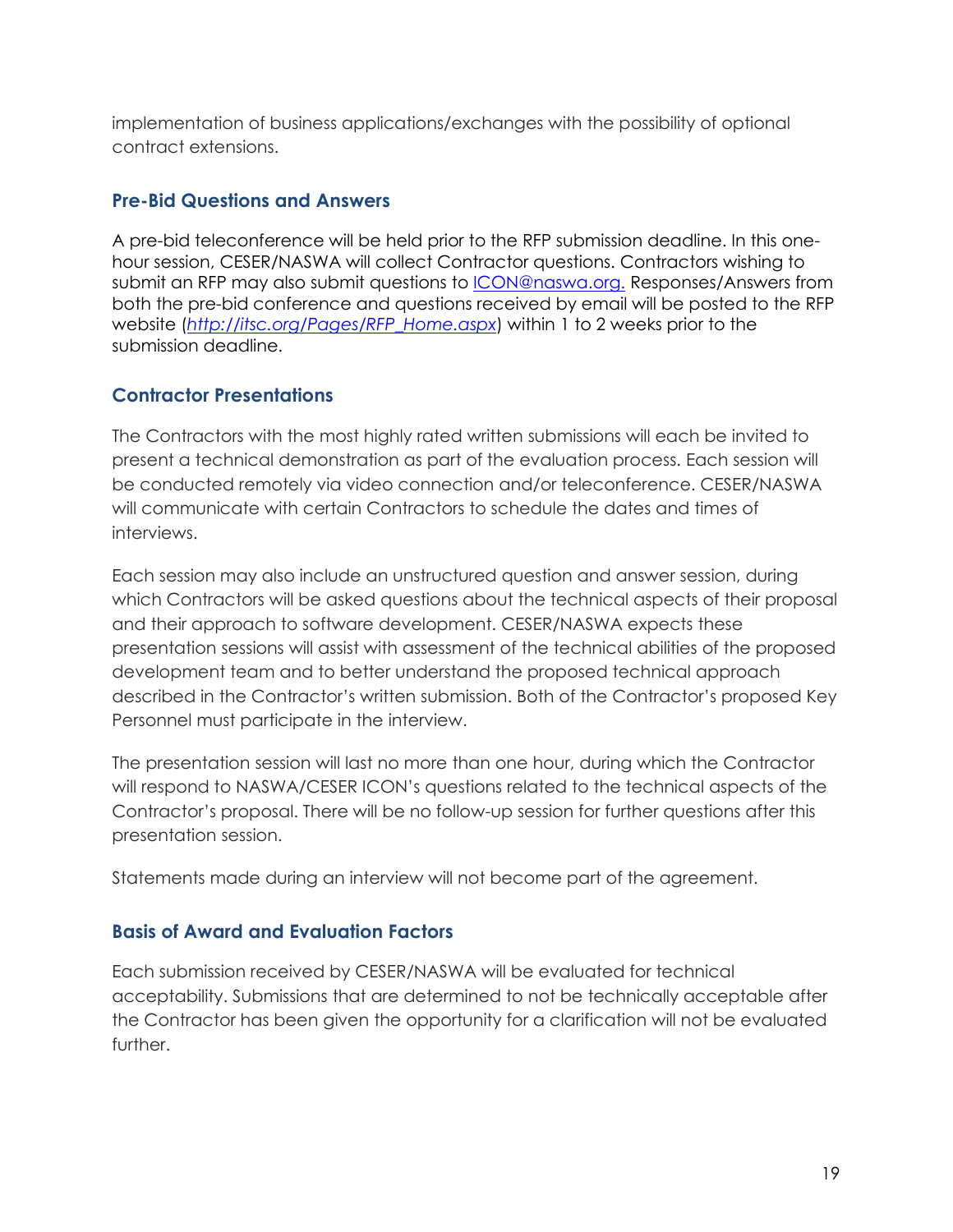implementation of business applications/exchanges with the possibility of optional contract extensions.

## Pre-Bid Questions and Answers

A pre-bid teleconference will be held prior to the RFP submission deadline. In this one-hour session, CESER/NASWA will collect Contractor questions. Contractors wishing to submit an RFP may also submit questions to [ICON@naswa.org.](mailto:ICON@naswa.org) Responses/Answers from both the pre-bid conference and questions received by email will be posted to the RFP website (*[http://itsc.org/Pages/RFP_Home.aspx](http://itsc.org/Pages/RFP_Home.aspx)*) within 1 to 2 weeks prior to the submission deadline.

## Contractor Presentations

The Contractors with the most highly rated written submissions will each be invited to present a technical demonstration as part of the evaluation process. Each session will be conducted remotely via video connection and/or teleconference. CESER/NASWA will communicate with certain Contractors to schedule the dates and times of interviews.

Each session may also include an unstructured question and answer session, during which Contractors will be asked questions about the technical aspects of their proposal and their approach to software development. CESER/NASWA expects these presentation sessions will assist with assessment of the technical abilities of the proposed development team and to better understand the proposed technical approach described in the Contractor's written submission. Both of the Contractor's proposed Key Personnel must participate in the interview.

The presentation session will last no more than one hour, during which the Contractor will respond to NASWA/CESER ICON's questions related to the technical aspects of the Contractor's proposal. There will be no follow-up session for further questions after this presentation session.

Statements made during an interview will not become part of the agreement.

## Basis of Award and Evaluation Factors

Each submission received by CESER/NASWA will be evaluated for technical acceptability. Submissions that are determined to not be technically acceptable after the Contractor has been given the opportunity for a clarification will not be evaluated further.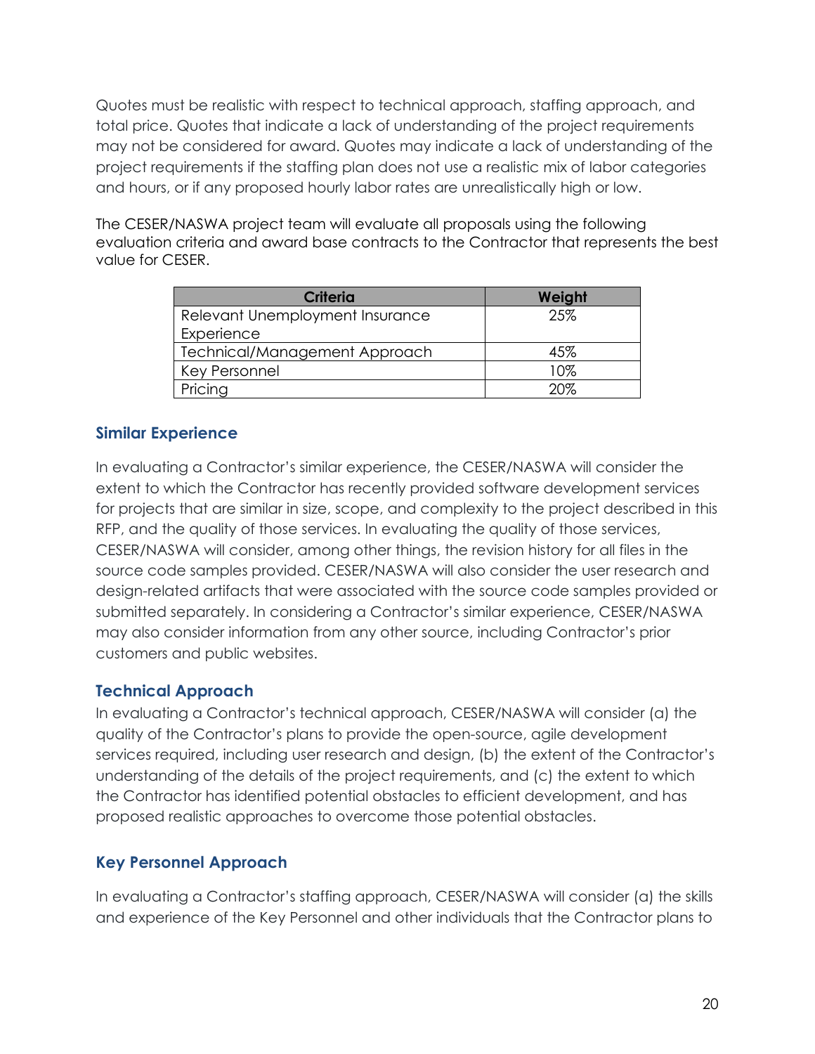Quotes must be realistic with respect to technical approach, staffing approach, and total price. Quotes that indicate a lack of understanding of the project requirements may not be considered for award. Quotes may indicate a lack of understanding of the project requirements if the staffing plan does not use a realistic mix of labor categories and hours, or if any proposed hourly labor rates are unrealistically high or low.

The CESER/NASWA project team will evaluate all proposals using the following evaluation criteria and award base contracts to the Contractor that represents the best value for CESER.

| Criteria | Weight |
|---|---|
| Relevant Unemployment Insurance Experience | 25% |
| Technical/Management Approach | 45% |
| Key Personnel | 10% |
| Pricing | 20% |

### Similar Experience

In evaluating a Contractor's similar experience, the CESER/NASWA will consider the extent to which the Contractor has recently provided software development services for projects that are similar in size, scope, and complexity to the project described in this RFP, and the quality of those services. In evaluating the quality of those services, CESER/NASWA will consider, among other things, the revision history for all files in the source code samples provided. CESER/NASWA will also consider the user research and design-related artifacts that were associated with the source code samples provided or submitted separately. In considering a Contractor's similar experience, CESER/NASWA may also consider information from any other source, including Contractor's prior customers and public websites.

### Technical Approach

In evaluating a Contractor's technical approach, CESER/NASWA will consider (a) the quality of the Contractor's plans to provide the open-source, agile development services required, including user research and design, (b) the extent of the Contractor's understanding of the details of the project requirements, and (c) the extent to which the Contractor has identified potential obstacles to efficient development, and has proposed realistic approaches to overcome those potential obstacles.

### Key Personnel Approach

In evaluating a Contractor's staffing approach, CESER/NASWA will consider (a) the skills and experience of the Key Personnel and other individuals that the Contractor plans to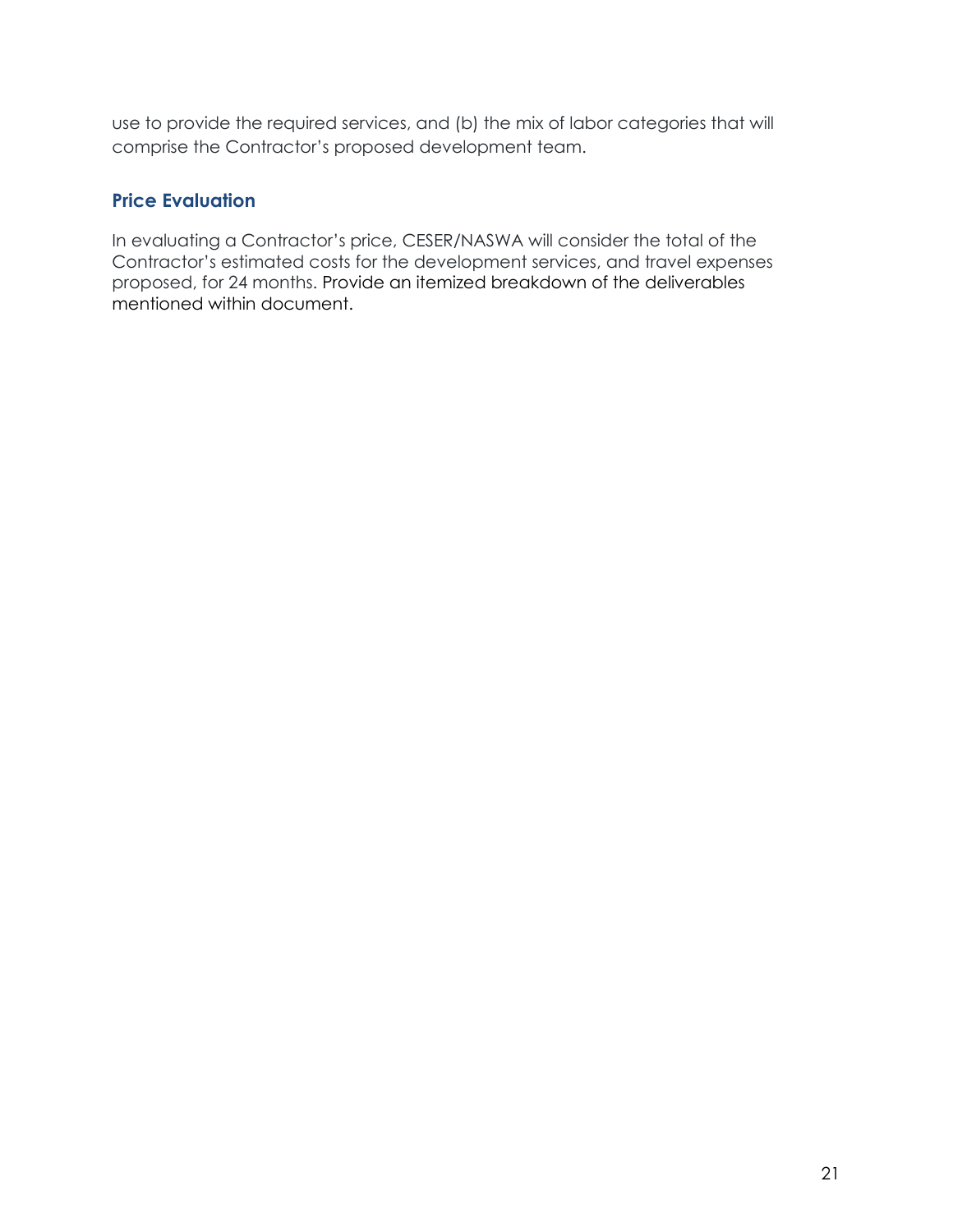use to provide the required services, and (b) the mix of labor categories that will comprise the Contractor's proposed development team.

## Price Evaluation

In evaluating a Contractor's price, CESER/NASWA will consider the total of the Contractor's estimated costs for the development services, and travel expenses proposed, for 24 months. Provide an itemized breakdown of the deliverables mentioned within document.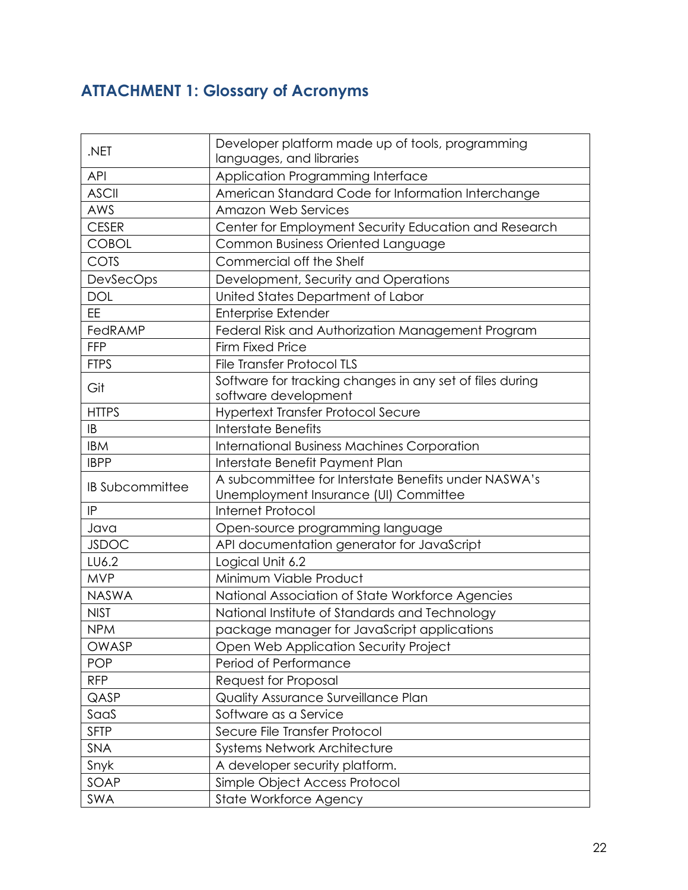## ATTACHMENT 1: Glossary of Acronyms

| | |
|---|---|
| .NET | Developer platform made up of tools, programming languages, and libraries |
| API | Application Programming Interface |
| ASCII | American Standard Code for Information Interchange |
| AWS | Amazon Web Services |
| CESER | Center for Employment Security Education and Research |
| COBOL | Common Business Oriented Language |
| COTS | Commercial off the Shelf |
| DevSecOps | Development, Security and Operations |
| DOL | United States Department of Labor |
| EE | Enterprise Extender |
| FedRAMP | Federal Risk and Authorization Management Program |
| FFP | Firm Fixed Price |
| FTPS | File Transfer Protocol TLS |
| Git | Software for tracking changes in any set of files during software development |
| HTTPS | Hypertext Transfer Protocol Secure |
| IB | Interstate Benefits |
| IBM | International Business Machines Corporation |
| IBPP | Interstate Benefit Payment Plan |
| IB Subcommittee | A subcommittee for Interstate Benefits under NASWA's Unemployment Insurance (UI) Committee |
| IP | Internet Protocol |
| Java | Open-source programming language |
| JSDOC | API documentation generator for JavaScript |
| LU6.2 | Logical Unit 6.2 |
| MVP | Minimum Viable Product |
| NASWA | National Association of State Workforce Agencies |
| NIST | National Institute of Standards and Technology |
| NPM | package manager for JavaScript applications |
| OWASP | Open Web Application Security Project |
| POP | Period of Performance |
| RFP | Request for Proposal |
| QASP | Quality Assurance Surveillance Plan |
| SaaS | Software as a Service |
| SFTP | Secure File Transfer Protocol |
| SNA | Systems Network Architecture |
| Snyk | A developer security platform. |
| SOAP | Simple Object Access Protocol |
| SWA | State Workforce Agency |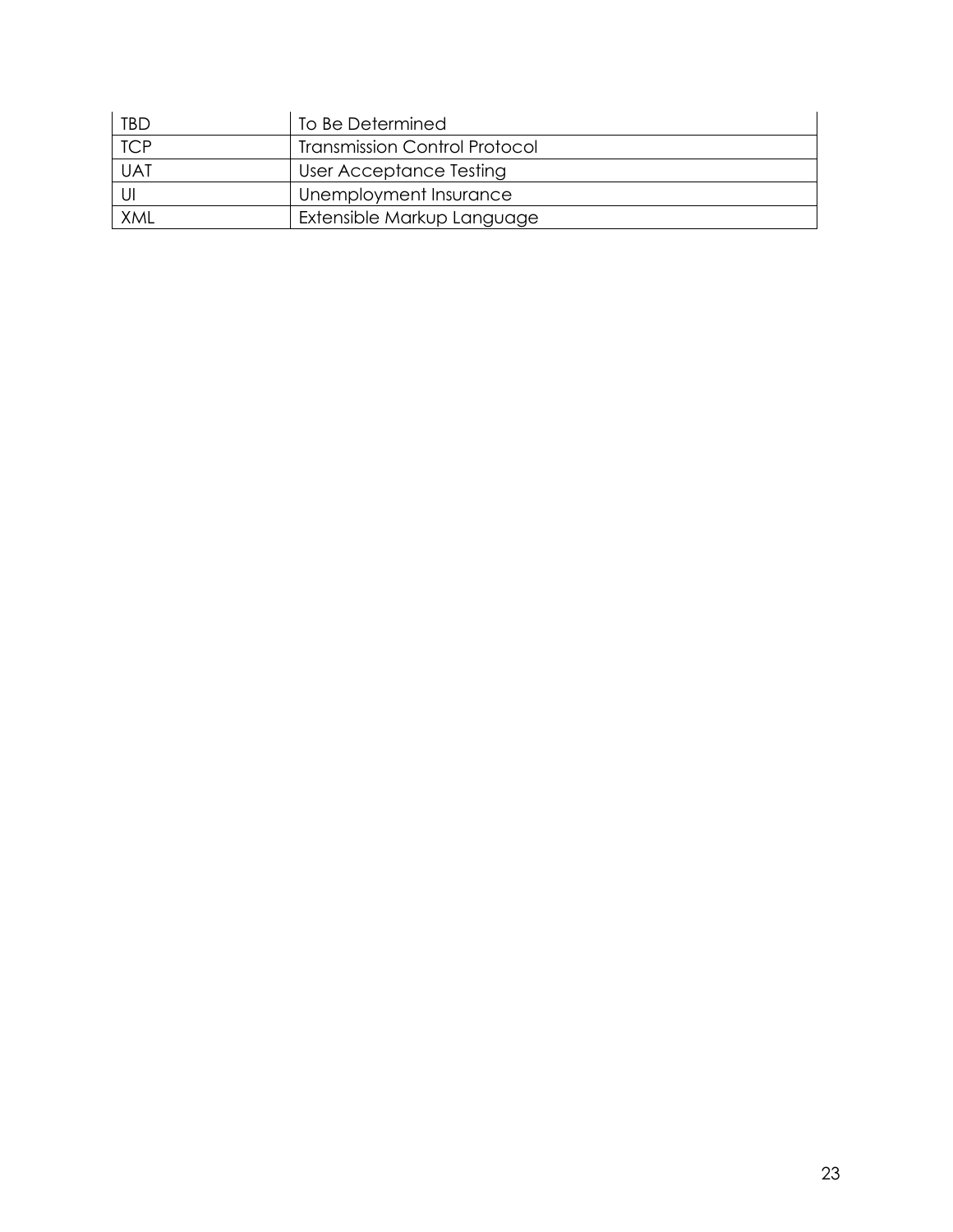| TBD | To Be Determined |
| --- | --- |
| TCP | Transmission Control Protocol |
| UAT | User Acceptance Testing |
| UI | Unemployment Insurance |
| XML | Extensible Markup Language |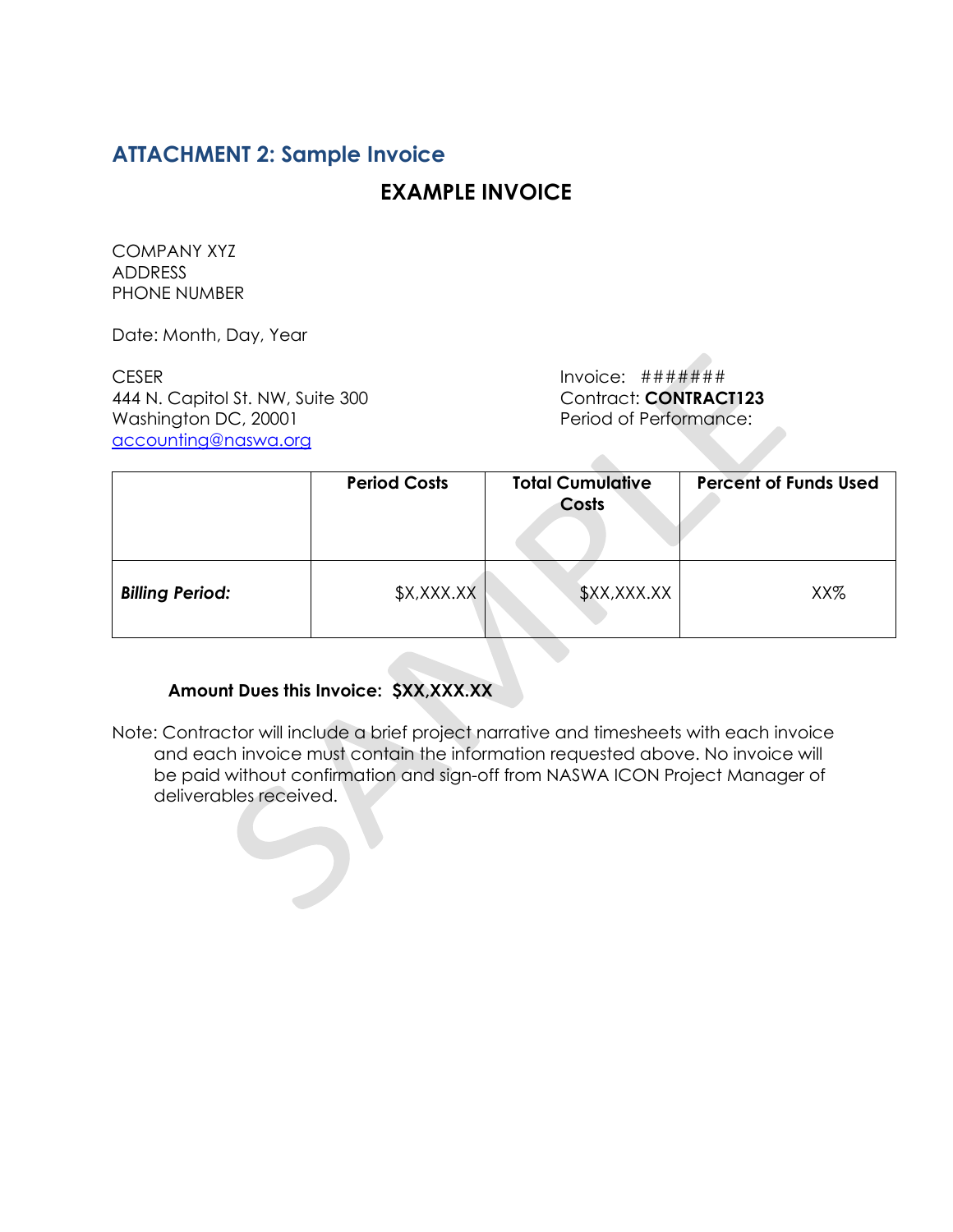## ATTACHMENT 2: Sample Invoice

# EXAMPLE INVOICE

COMPANY XYZ
ADDRESS
PHONE NUMBER

Date: Month, Day, Year

CESER
444 N. Capitol St. NW, Suite 300
Washington DC, 20001
accounting@naswa.org

Invoice: #######
Contract: **CONTRACT123**
Period of Performance:

| | **Period Costs** | **Total Cumulative Costs** | **Percent of Funds Used** |
|---|---|---|---|
| ***Billing Period:*** | $X,XXX.XX | $XX,XXX.XX | XX% |

**Amount Dues this Invoice: $XX,XXX.XX**

Note: Contractor will include a brief project narrative and timesheets with each invoice and each invoice must contain the information requested above. No invoice will be paid without confirmation and sign-off from NASWA ICON Project Manager of deliverables received.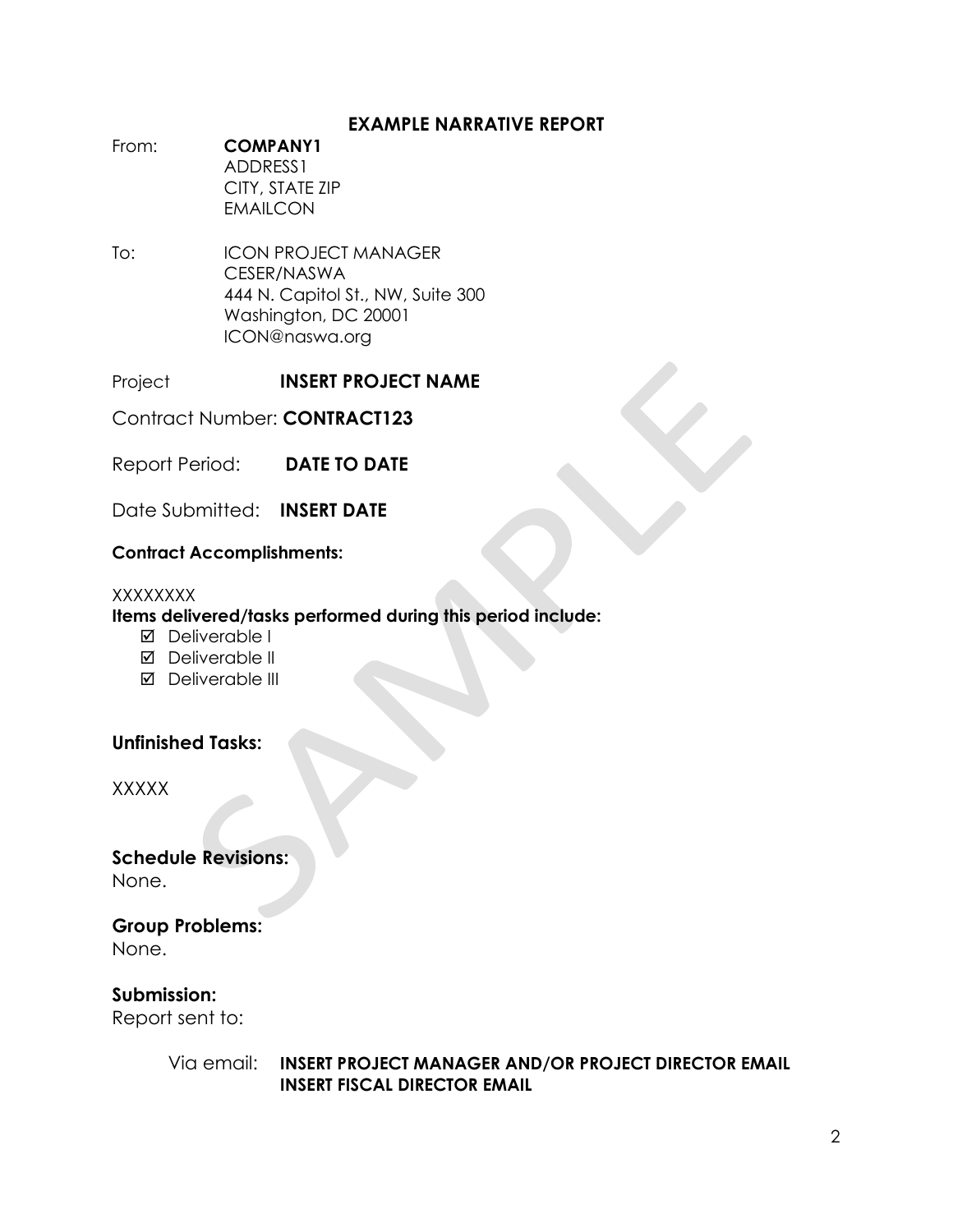## EXAMPLE NARRATIVE REPORT

From: **COMPANY1**
ADDRESS1
CITY, STATE ZIP
EMAILCON

To: ICON PROJECT MANAGER
CESER/NASWA
444 N. Capitol St., NW, Suite 300
Washington, DC 20001
ICON@naswa.org

Project **INSERT PROJECT NAME**

Contract Number: **CONTRACT123**

Report Period: **DATE TO DATE**

Date Submitted: **INSERT DATE**

**Contract Accomplishments:**

XXXXXXXX

**Items delivered/tasks performed during this period include:**

- ☑ Deliverable I
- ☑ Deliverable II
- ☑ Deliverable III

**Unfinished Tasks:**

XXXXX

**Schedule Revisions:**
None.

**Group Problems:**
None.

**Submission:**
Report sent to:

Via email: **INSERT PROJECT MANAGER AND/OR PROJECT DIRECTOR EMAIL**
**INSERT FISCAL DIRECTOR EMAIL**